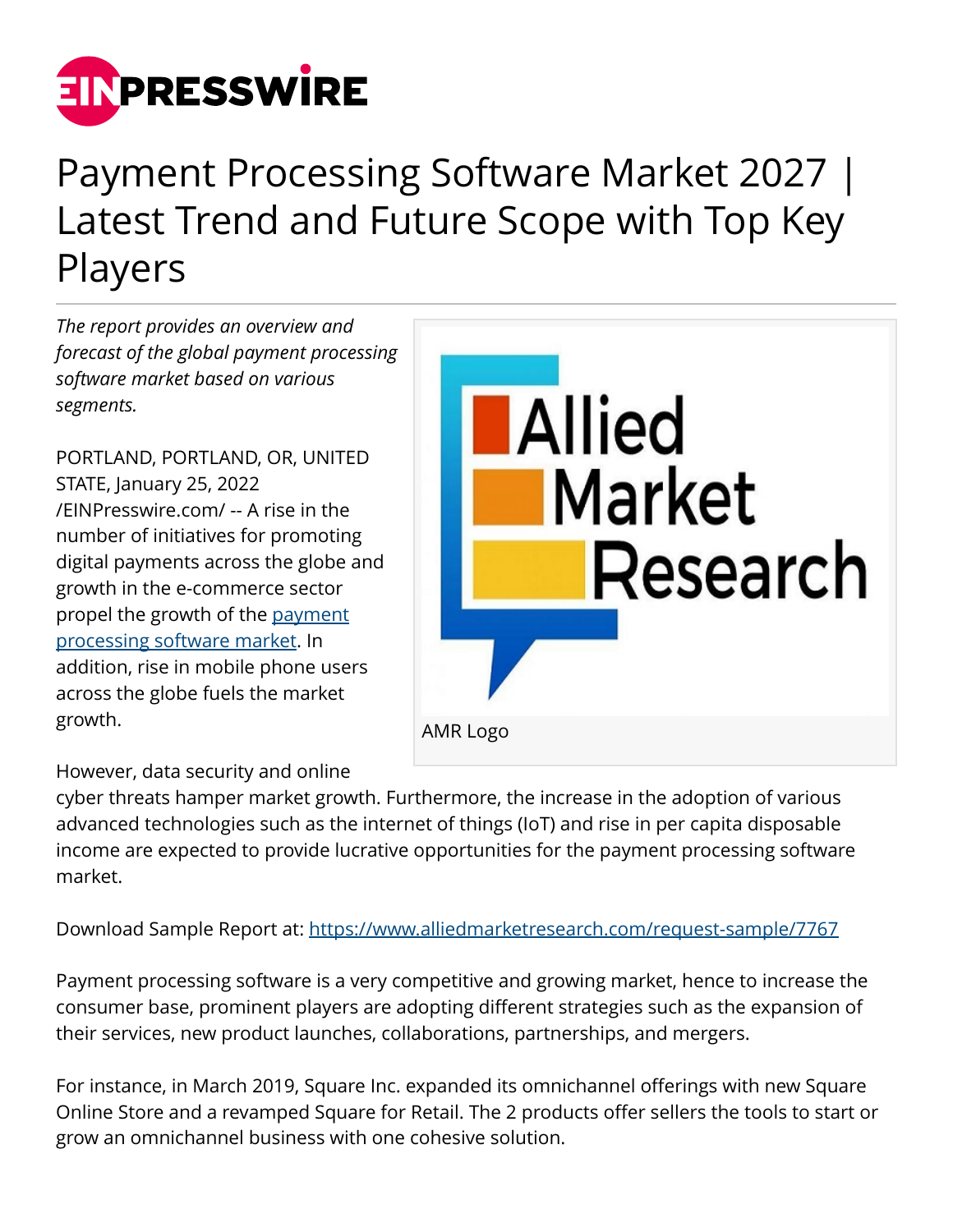# Payment Processing Software Market 2027 | Latest Trend and Future Scope with Top Key Players

*The report provides an overview and forecast of the global payment processing software market based on various segments.*

AMR Logo

PORTLAND, PORTLAND, OR, UNITED STATE, January 25, 2022 /EINPresswire.com/ -- A rise in the number of initiatives for promoting digital payments across the globe and growth in the e-commerce sector propel the growth of the [payment processing software market](https://www.alliedmarketresearch.com/payment-processing-software-market). In addition, rise in mobile phone users across the globe fuels the market growth.

However, data security and online cyber threats hamper market growth. Furthermore, the increase in the adoption of various advanced technologies such as the internet of things (IoT) and rise in per capita disposable income are expected to provide lucrative opportunities for the payment processing software market.

Download Sample Report at: https://www.alliedmarketresearch.com/request-sample/7767

Payment processing software is a very competitive and growing market, hence to increase the consumer base, prominent players are adopting different strategies such as the expansion of their services, new product launches, collaborations, partnerships, and mergers.

For instance, in March 2019, Square Inc. expanded its omnichannel offerings with new Square Online Store and a revamped Square for Retail. The 2 products offer sellers the tools to start or grow an omnichannel business with one cohesive solution.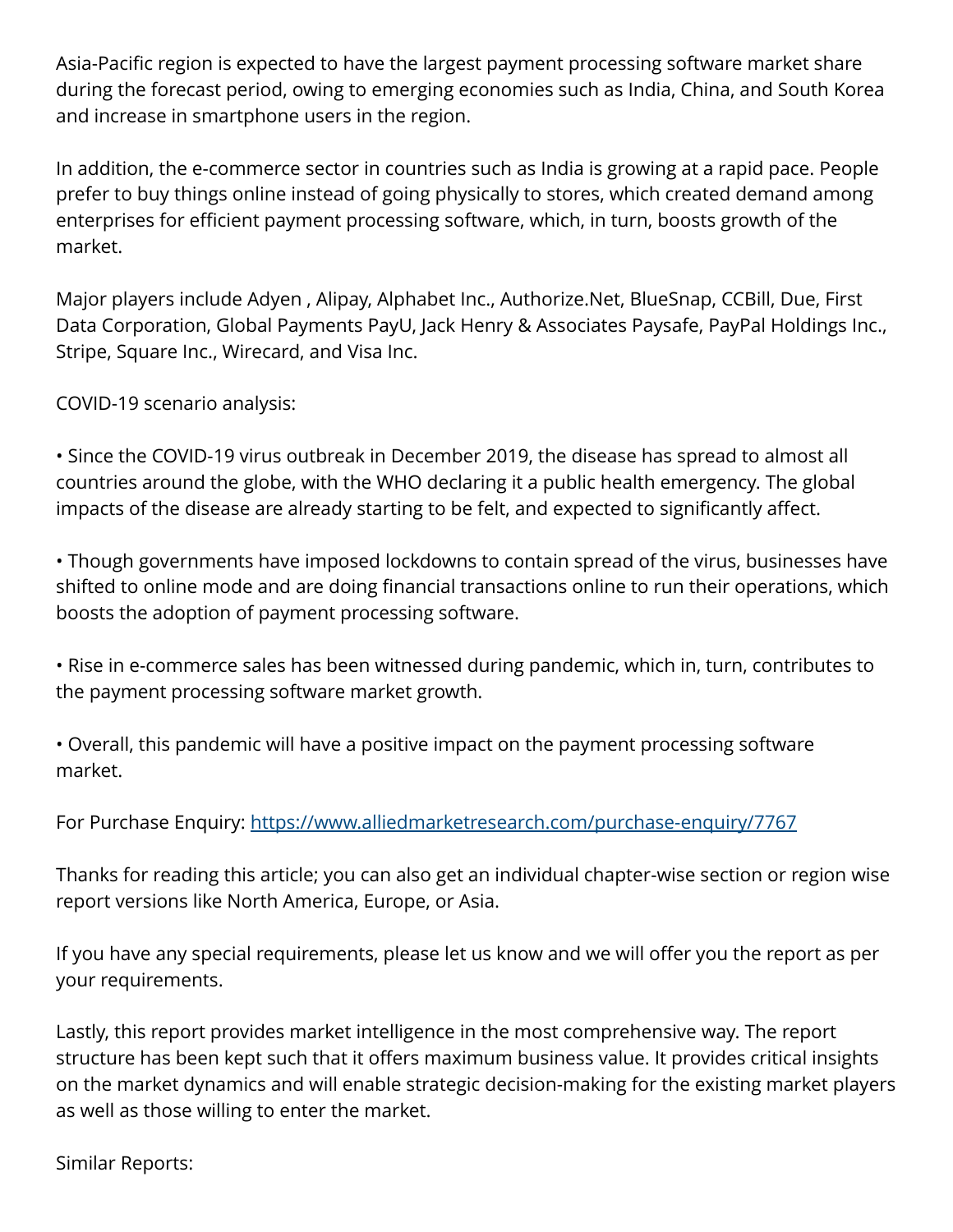Asia-Pacific region is expected to have the largest payment processing software market share during the forecast period, owing to emerging economies such as India, China, and South Korea and increase in smartphone users in the region.

In addition, the e-commerce sector in countries such as India is growing at a rapid pace. People prefer to buy things online instead of going physically to stores, which created demand among enterprises for efficient payment processing software, which, in turn, boosts growth of the market.

Major players include Adyen , Alipay, Alphabet Inc., Authorize.Net, BlueSnap, CCBill, Due, First Data Corporation, Global Payments PayU, Jack Henry & Associates Paysafe, PayPal Holdings Inc., Stripe, Square Inc., Wirecard, and Visa Inc.

COVID-19 scenario analysis:

• Since the COVID-19 virus outbreak in December 2019, the disease has spread to almost all countries around the globe, with the WHO declaring it a public health emergency. The global impacts of the disease are already starting to be felt, and expected to significantly affect.

• Though governments have imposed lockdowns to contain spread of the virus, businesses have shifted to online mode and are doing financial transactions online to run their operations, which boosts the adoption of payment processing software.

• Rise in e-commerce sales has been witnessed during pandemic, which in, turn, contributes to the payment processing software market growth.

• Overall, this pandemic will have a positive impact on the payment processing software market.

For Purchase Enquiry: [https://www.alliedmarketresearch.com/purchase-enquiry/7767](https://www.alliedmarketresearch.com/purchase-enquiry/7767)

Thanks for reading this article; you can also get an individual chapter-wise section or region wise report versions like North America, Europe, or Asia.

If you have any special requirements, please let us know and we will offer you the report as per your requirements.

Lastly, this report provides market intelligence in the most comprehensive way. The report structure has been kept such that it offers maximum business value. It provides critical insights on the market dynamics and will enable strategic decision-making for the existing market players as well as those willing to enter the market.

Similar Reports: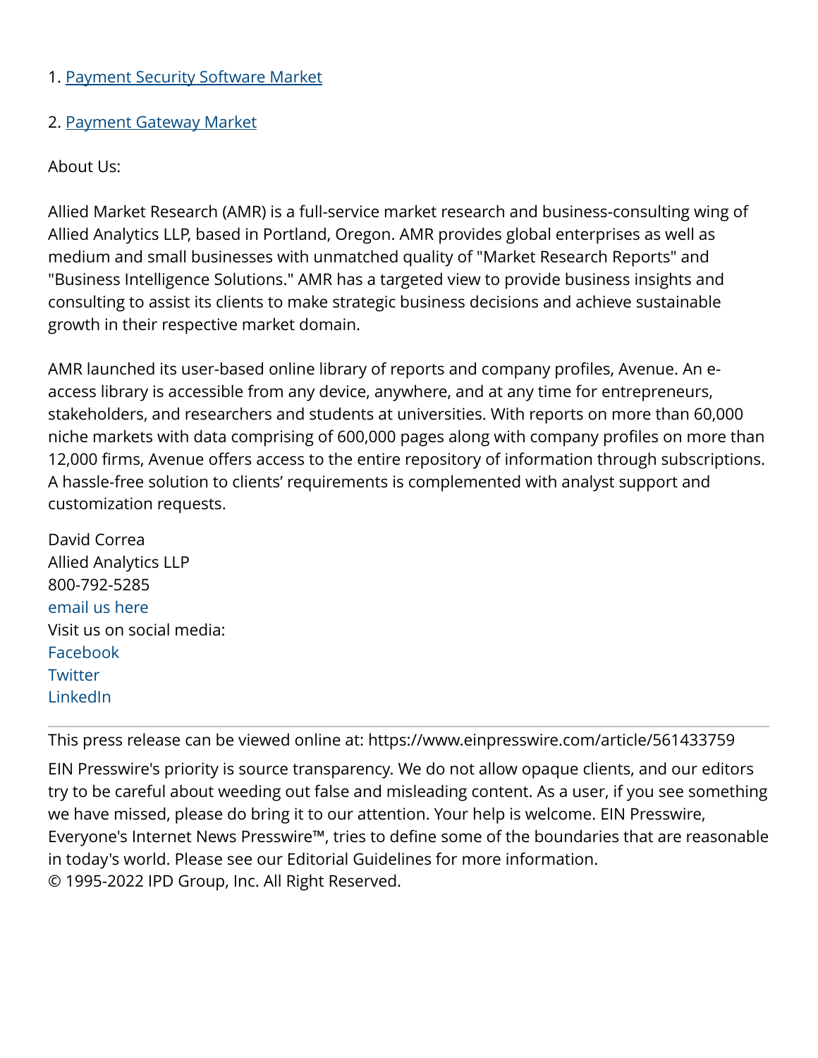1. Payment Security Software Market

2. Payment Gateway Market

About Us:

Allied Market Research (AMR) is a full-service market research and business-consulting wing of Allied Analytics LLP, based in Portland, Oregon. AMR provides global enterprises as well as medium and small businesses with unmatched quality of "Market Research Reports" and "Business Intelligence Solutions." AMR has a targeted view to provide business insights and consulting to assist its clients to make strategic business decisions and achieve sustainable growth in their respective market domain.

AMR launched its user-based online library of reports and company profiles, Avenue. An e-access library is accessible from any device, anywhere, and at any time for entrepreneurs, stakeholders, and researchers and students at universities. With reports on more than 60,000 niche markets with data comprising of 600,000 pages along with company profiles on more than 12,000 firms, Avenue offers access to the entire repository of information through subscriptions. A hassle-free solution to clients' requirements is complemented with analyst support and customization requests.

David Correa
Allied Analytics LLP
800-792-5285
email us here
Visit us on social media:
Facebook
Twitter
LinkedIn

---

This press release can be viewed online at: https://www.einpresswire.com/article/561433759

EIN Presswire's priority is source transparency. We do not allow opaque clients, and our editors try to be careful about weeding out false and misleading content. As a user, if you see something we have missed, please do bring it to our attention. Your help is welcome. EIN Presswire, Everyone's Internet News Presswire™, tries to define some of the boundaries that are reasonable in today's world. Please see our Editorial Guidelines for more information.
© 1995-2022 IPD Group, Inc. All Right Reserved.